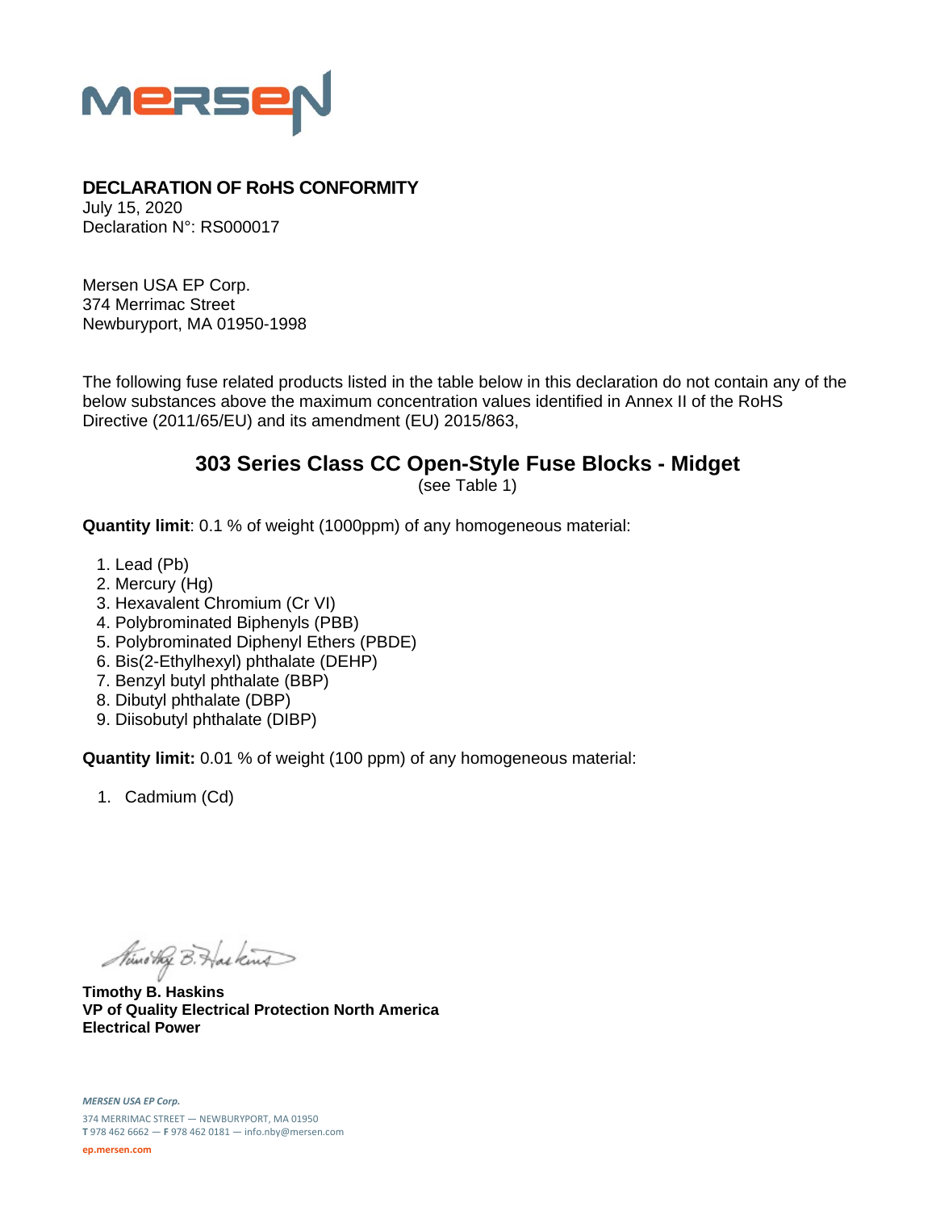**DECLARATION OF RoHS CONFORMITY**
July 15, 2020
Declaration N°: RS000017

Mersen USA EP Corp.
374 Merrimac Street
Newburyport, MA 01950-1998

The following fuse related products listed in the table below in this declaration do not contain any of the below substances above the maximum concentration values identified in Annex II of the RoHS Directive (2011/65/EU) and its amendment (EU) 2015/863,

## 303 Series Class CC Open-Style Fuse Blocks - Midget

(see Table 1)

**Quantity limit**: 0.1 % of weight (1000ppm) of any homogeneous material:

1. Lead (Pb)
2. Mercury (Hg)
3. Hexavalent Chromium (Cr VI)
4. Polybrominated Biphenyls (PBB)
5. Polybrominated Diphenyl Ethers (PBDE)
6. Bis(2-Ethylhexyl) phthalate (DEHP)
7. Benzyl butyl phthalate (BBP)
8. Dibutyl phthalate (DBP)
9. Diisobutyl phthalate (DIBP)

**Quantity limit:** 0.01 % of weight (100 ppm) of any homogeneous material:

1. Cadmium (Cd)

**Timothy B. Haskins**
**VP of Quality Electrical Protection North America**
**Electrical Power**

*MERSEN USA EP Corp.*
374 MERRIMAC STREET — NEWBURYPORT, MA 01950
**T** 978 462 6662 — **F** 978 462 0181 — info.nby@mersen.com
ep.mersen.com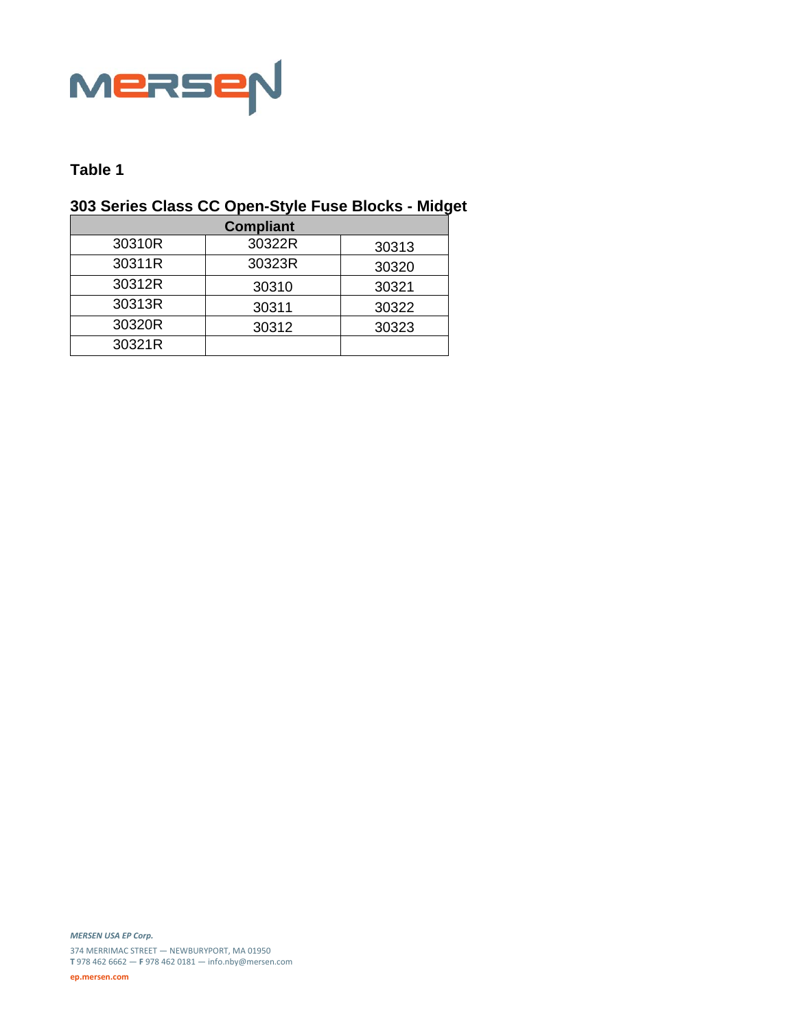**Table 1**

**303 Series Class CC Open-Style Fuse Blocks - Midget**

| Compliant | | |
|---|---|---|
| 30310R | 30322R | 30313 |
| 30311R | 30323R | 30320 |
| 30312R | 30310 | 30321 |
| 30313R | 30311 | 30322 |
| 30320R | 30312 | 30323 |
| 30321R | | |

*MERSEN USA EP Corp.*

374 MERRIMAC STREET — NEWBURYPORT, MA 01950
**T** 978 462 6662 — **F** 978 462 0181 — info.nby@mersen.com

**ep.mersen.com**